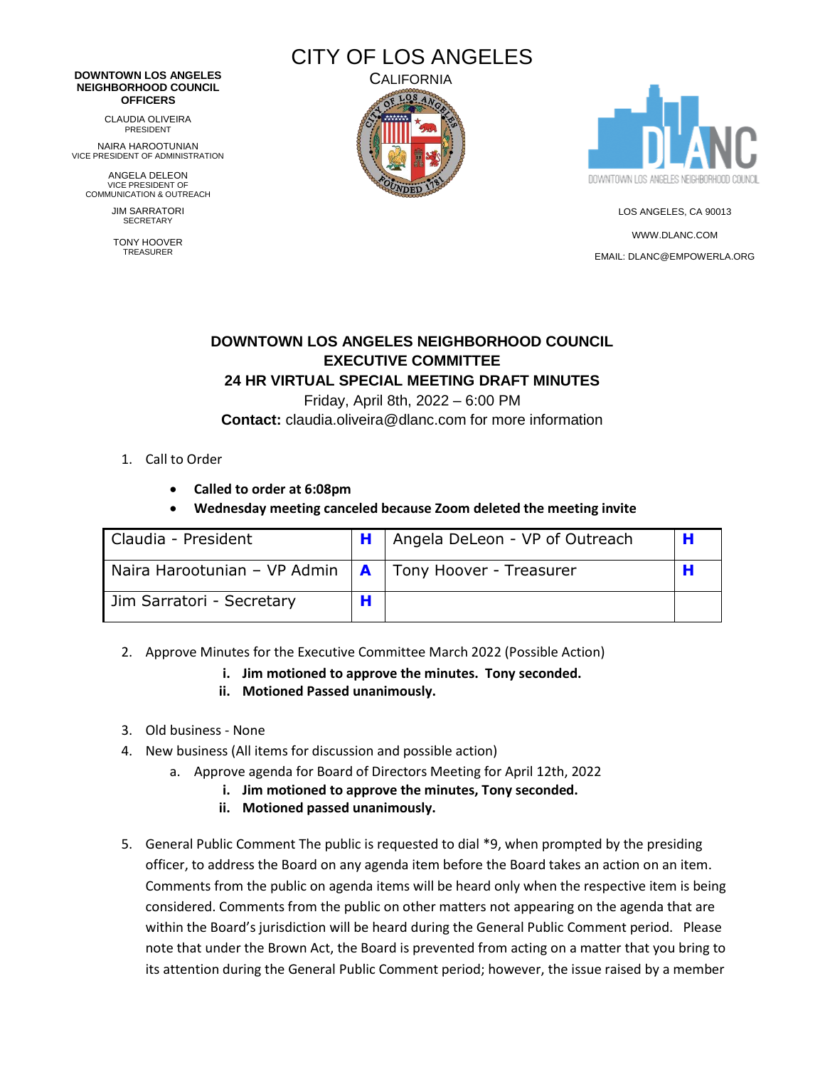**DOWNTOWN LOS ANGELES NEIGHBORHOOD COUNCIL OFFICERS**

CLAUDIA OLIVEIRA
PRESIDENT

NAIRA HAROOTUNIAN
VICE PRESIDENT OF ADMINISTRATION

ANGELA DELEON
VICE PRESIDENT OF COMMUNICATION & OUTREACH

JIM SARRATORI
SECRETARY

TONY HOOVER
TREASURER

CITY OF LOS ANGELES

CALIFORNIA

LOS ANGELES, CA 90013

WWW.DLANC.COM

EMAIL: DLANC@EMPOWERLA.ORG

# DOWNTOWN LOS ANGELES NEIGHBORHOOD COUNCIL EXECUTIVE COMMITTEE 24 HR VIRTUAL SPECIAL MEETING DRAFT MINUTES

Friday, April 8th, 2022 – 6:00 PM

**Contact:** claudia.oliveira@dlanc.com for more information

1. Call to Order
   - **Called to order at 6:08pm**
   - **Wednesday meeting canceled because Zoom deleted the meeting invite**

| Claudia - President | H | Angela DeLeon - VP of Outreach | H |
|---|---|---|---|
| Naira Harootunian – VP Admin | A | Tony Hoover - Treasurer | H |
| Jim Sarratori - Secretary | H | | |

2. Approve Minutes for the Executive Committee March 2022 (Possible Action)
   i. **Jim motioned to approve the minutes. Tony seconded.**
   ii. **Motioned Passed unanimously.**

3. Old business - None
4. New business (All items for discussion and possible action)
   a. Approve agenda for Board of Directors Meeting for April 12th, 2022
      i. **Jim motioned to approve the minutes, Tony seconded.**
      ii. **Motioned passed unanimously.**

5. General Public Comment The public is requested to dial *9, when prompted by the presiding officer, to address the Board on any agenda item before the Board takes an action on an item. Comments from the public on agenda items will be heard only when the respective item is being considered. Comments from the public on other matters not appearing on the agenda that are within the Board's jurisdiction will be heard during the General Public Comment period. Please note that under the Brown Act, the Board is prevented from acting on a matter that you bring to its attention during the General Public Comment period; however, the issue raised by a member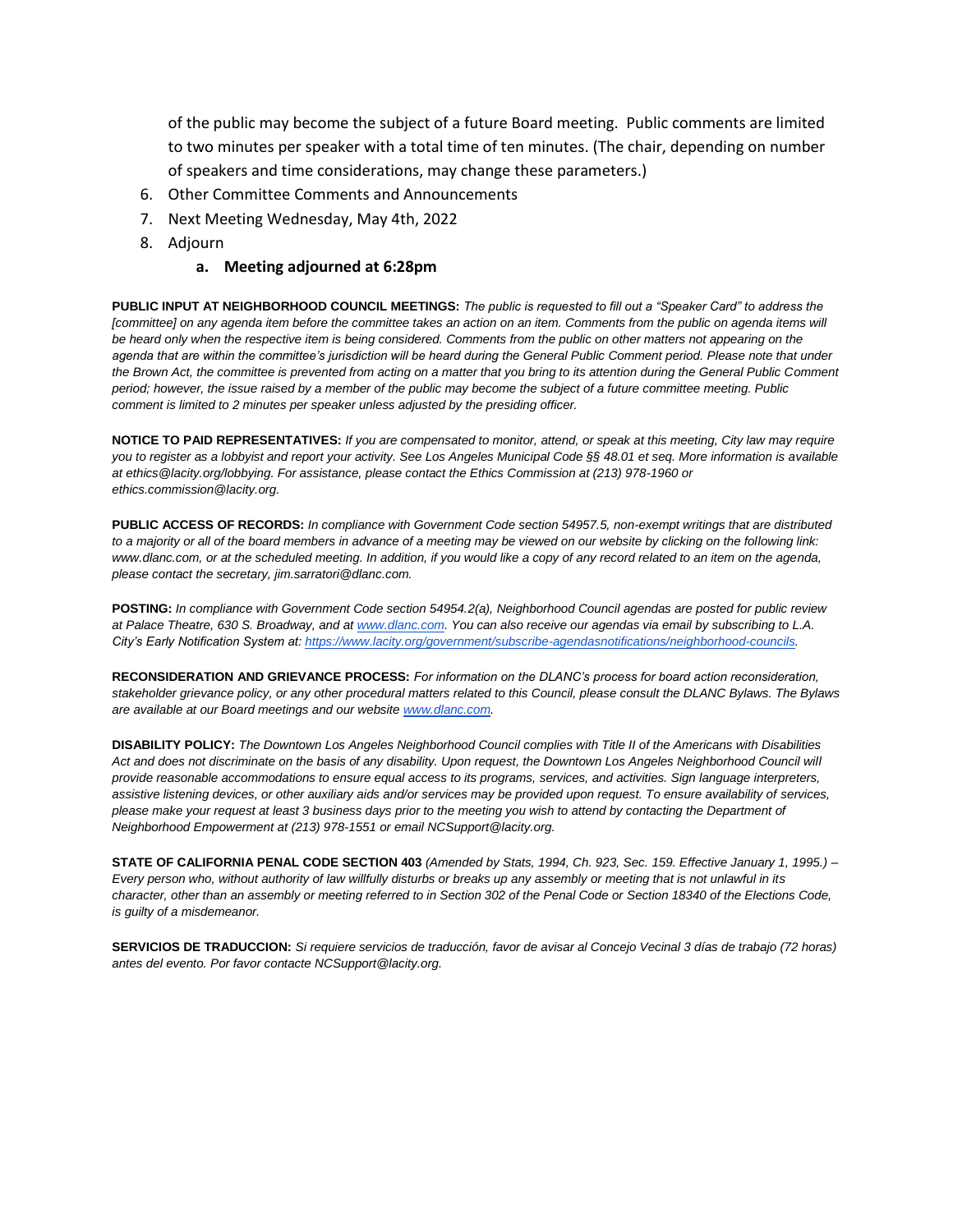of the public may become the subject of a future Board meeting. Public comments are limited to two minutes per speaker with a total time of ten minutes. (The chair, depending on number of speakers and time considerations, may change these parameters.)

6. Other Committee Comments and Announcements
7. Next Meeting Wednesday, May 4th, 2022
8. Adjourn
    a. **Meeting adjourned at 6:28pm**

**PUBLIC INPUT AT NEIGHBORHOOD COUNCIL MEETINGS:** *The public is requested to fill out a "Speaker Card" to address the [committee] on any agenda item before the committee takes an action on an item. Comments from the public on agenda items will be heard only when the respective item is being considered. Comments from the public on other matters not appearing on the agenda that are within the committee's jurisdiction will be heard during the General Public Comment period. Please note that under the Brown Act, the committee is prevented from acting on a matter that you bring to its attention during the General Public Comment period; however, the issue raised by a member of the public may become the subject of a future committee meeting. Public comment is limited to 2 minutes per speaker unless adjusted by the presiding officer.*

**NOTICE TO PAID REPRESENTATIVES:** *If you are compensated to monitor, attend, or speak at this meeting, City law may require you to register as a lobbyist and report your activity. See Los Angeles Municipal Code §§ 48.01 et seq. More information is available at ethics@lacity.org/lobbying. For assistance, please contact the Ethics Commission at (213) 978-1960 or ethics.commission@lacity.org.*

**PUBLIC ACCESS OF RECORDS:** *In compliance with Government Code section 54957.5, non-exempt writings that are distributed to a majority or all of the board members in advance of a meeting may be viewed on our website by clicking on the following link: www.dlanc.com, or at the scheduled meeting. In addition, if you would like a copy of any record related to an item on the agenda, please contact the secretary, jim.sarratori@dlanc.com.*

**POSTING:** *In compliance with Government Code section 54954.2(a), Neighborhood Council agendas are posted for public review at Palace Theatre, 630 S. Broadway, and at www.dlanc.com. You can also receive our agendas via email by subscribing to L.A. City's Early Notification System at: https://www.lacity.org/government/subscribe-agendasnotifications/neighborhood-councils.*

**RECONSIDERATION AND GRIEVANCE PROCESS:** *For information on the DLANC's process for board action reconsideration, stakeholder grievance policy, or any other procedural matters related to this Council, please consult the DLANC Bylaws. The Bylaws are available at our Board meetings and our website www.dlanc.com.*

**DISABILITY POLICY:** *The Downtown Los Angeles Neighborhood Council complies with Title II of the Americans with Disabilities Act and does not discriminate on the basis of any disability. Upon request, the Downtown Los Angeles Neighborhood Council will provide reasonable accommodations to ensure equal access to its programs, services, and activities. Sign language interpreters, assistive listening devices, or other auxiliary aids and/or services may be provided upon request. To ensure availability of services, please make your request at least 3 business days prior to the meeting you wish to attend by contacting the Department of Neighborhood Empowerment at (213) 978-1551 or email NCSupport@lacity.org.*

**STATE OF CALIFORNIA PENAL CODE SECTION 403** *(Amended by Stats, 1994, Ch. 923, Sec. 159. Effective January 1, 1995.) – Every person who, without authority of law willfully disturbs or breaks up any assembly or meeting that is not unlawful in its character, other than an assembly or meeting referred to in Section 302 of the Penal Code or Section 18340 of the Elections Code, is guilty of a misdemeanor.*

**SERVICIOS DE TRADUCCION:** *Si requiere servicios de traducción, favor de avisar al Concejo Vecinal 3 días de trabajo (72 horas) antes del evento. Por favor contacte NCSupport@lacity.org.*